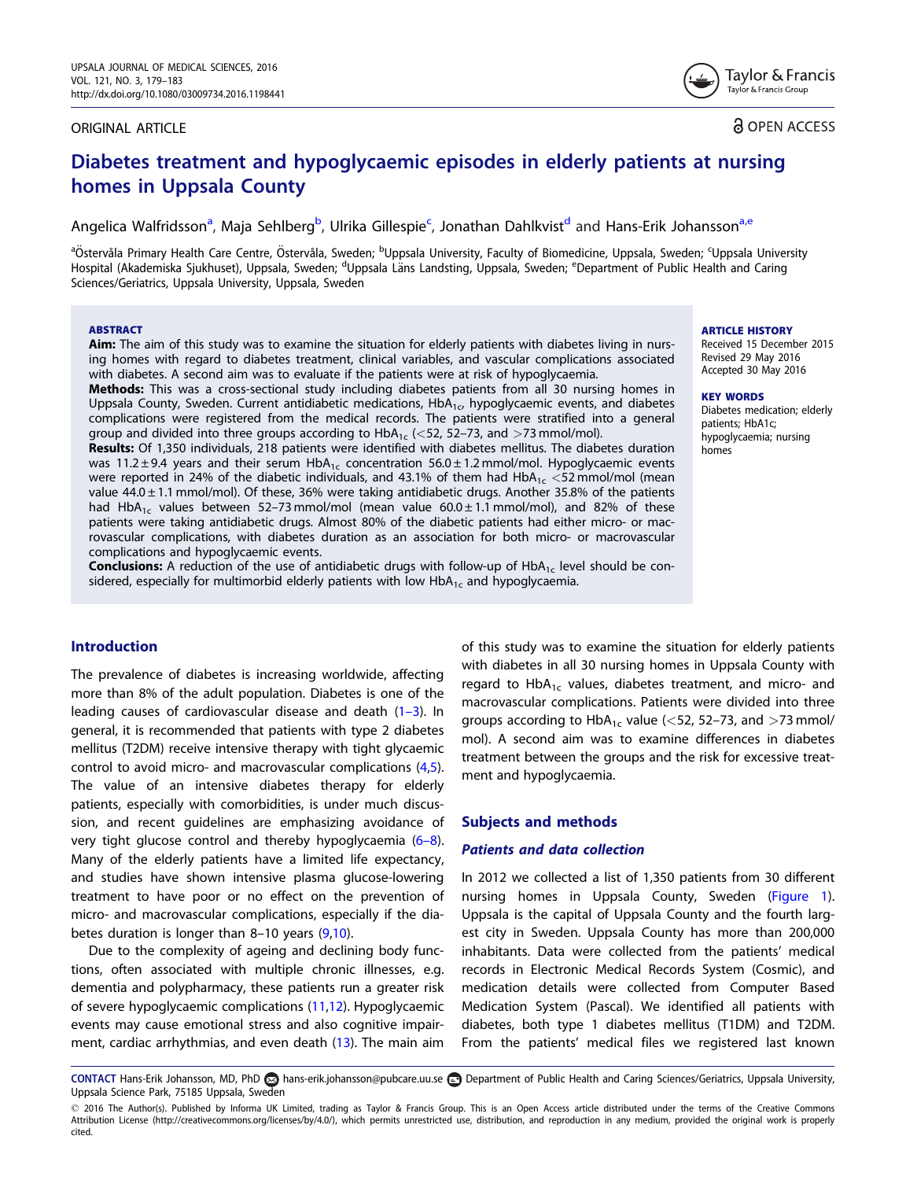ORIGINAL ARTICLE

OPEN ACCESS

# Diabetes treatment and hypoglycaemic episodes in elderly patients at nursing homes in Uppsala County

Angelica Walfridsson[a], Maja Sehlberg[b], Ulrika Gillespie[c], Jonathan Dahlkvist[d] and Hans-Erik Johansson[a,e]

[a]Östervåla Primary Health Care Centre, Östervåla, Sweden; [b]Uppsala University, Faculty of Biomedicine, Uppsala, Sweden; [c]Uppsala University Hospital (Akademiska Sjukhuset), Uppsala, Sweden; [d]Uppsala Läns Landsting, Uppsala, Sweden; [e]Department of Public Health and Caring Sciences/Geriatrics, Uppsala University, Uppsala, Sweden

**ABSTRACT**

**Aim:** The aim of this study was to examine the situation for elderly patients with diabetes living in nursing homes with regard to diabetes treatment, clinical variables, and vascular complications associated with diabetes. A second aim was to evaluate if the patients were at risk of hypoglycaemia.

**Methods:** This was a cross-sectional study including diabetes patients from all 30 nursing homes in Uppsala County, Sweden. Current antidiabetic medications, $HbA_{1c}$, hypoglycaemic events, and diabetes complications were registered from the medical records. The patients were stratified into a general group and divided into three groups according to $HbA_{1c}$ (<52, 52–73, and >73 mmol/mol).

**Results:** Of 1,350 individuals, 218 patients were identified with diabetes mellitus. The diabetes duration was 11.2 ± 9.4 years and their serum $HbA_{1c}$ concentration 56.0 ± 1.2 mmol/mol. Hypoglycaemic events were reported in 24% of the diabetic individuals, and 43.1% of them had $HbA_{1c}$ <52 mmol/mol (mean value 44.0 ± 1.1 mmol/mol). Of these, 36% were taking antidiabetic drugs. Another 35.8% of the patients had $HbA_{1c}$ values between 52–73 mmol/mol (mean value 60.0 ± 1.1 mmol/mol), and 82% of these patients were taking antidiabetic drugs. Almost 80% of the diabetic patients had either micro- or macrovascular complications, with diabetes duration as an association for both micro- or macrovascular complications and hypoglycaemic events.

**Conclusions:** A reduction of the use of antidiabetic drugs with follow-up of $HbA_{1c}$ level should be considered, especially for multimorbid elderly patients with low $HbA_{1c}$ and hypoglycaemia.

**ARTICLE HISTORY**
Received 15 December 2015
Revised 29 May 2016
Accepted 30 May 2016

**KEY WORDS**
Diabetes medication; elderly patients; HbA1c; hypoglycaemia; nursing homes

## Introduction

The prevalence of diabetes is increasing worldwide, affecting more than 8% of the adult population. Diabetes is one of the leading causes of cardiovascular disease and death (1–3). In general, it is recommended that patients with type 2 diabetes mellitus (T2DM) receive intensive therapy with tight glycaemic control to avoid micro- and macrovascular complications (4,5). The value of an intensive diabetes therapy for elderly patients, especially with comorbidities, is under much discussion, and recent guidelines are emphasizing avoidance of very tight glucose control and thereby hypoglycaemia (6–8). Many of the elderly patients have a limited life expectancy, and studies have shown intensive plasma glucose-lowering treatment to have poor or no effect on the prevention of micro- and macrovascular complications, especially if the diabetes duration is longer than 8–10 years (9,10).

Due to the complexity of ageing and declining body functions, often associated with multiple chronic illnesses, e.g. dementia and polypharmacy, these patients run a greater risk of severe hypoglycaemic complications (11,12). Hypoglycaemic events may cause emotional stress and also cognitive impairment, cardiac arrhythmias, and even death (13). The main aim of this study was to examine the situation for elderly patients with diabetes in all 30 nursing homes in Uppsala County with regard to $HbA_{1c}$ values, diabetes treatment, and micro- and macrovascular complications. Patients were divided into three groups according to $HbA_{1c}$ value (<52, 52–73, and >73 mmol/mol). A second aim was to examine differences in diabetes treatment between the groups and the risk for excessive treatment and hypoglycaemia.

## Subjects and methods

### *Patients and data collection*

In 2012 we collected a list of 1,350 patients from 30 different nursing homes in Uppsala County, Sweden (Figure 1). Uppsala is the capital of Uppsala County and the fourth largest city in Sweden. Uppsala County has more than 200,000 inhabitants. Data were collected from the patients' medical records in Electronic Medical Records System (Cosmic), and medication details were collected from Computer Based Medication System (Pascal). We identified all patients with diabetes, both type 1 diabetes mellitus (T1DM) and T2DM. From the patients' medical files we registered last known

CONTACT Hans-Erik Johansson, MD, PhD hans-erik.johansson@pubcare.uu.se Department of Public Health and Caring Sciences/Geriatrics, Uppsala University, Uppsala Science Park, 75185 Uppsala, Sweden

© 2016 The Author(s). Published by Informa UK Limited, trading as Taylor & Francis Group. This is an Open Access article distributed under the terms of the Creative Commons Attribution License (http://creativecommons.org/licenses/by/4.0/), which permits unrestricted use, distribution, and reproduction in any medium, provided the original work is properly cited.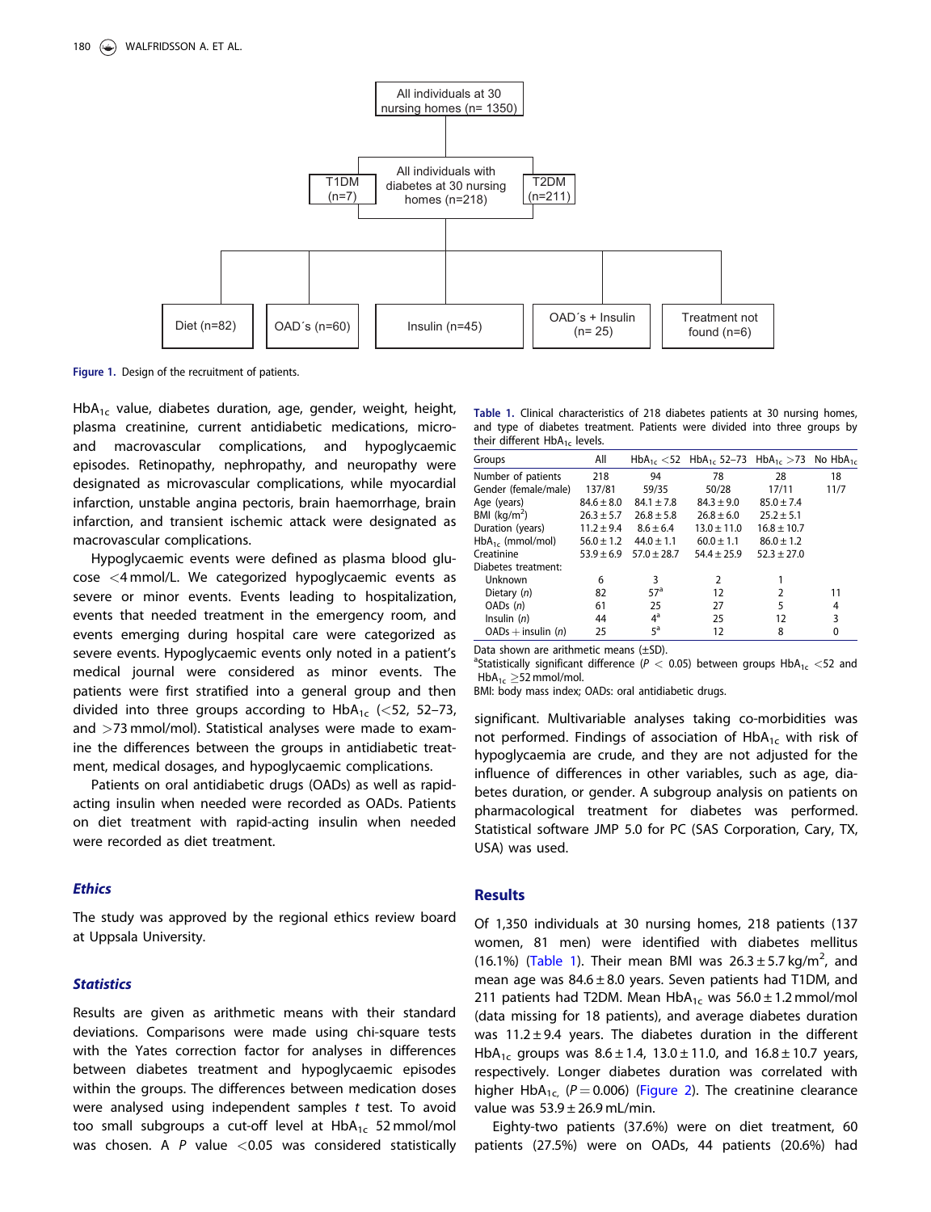Figure 1. Design of the recruitment of patients.

$HbA_{1c}$ value, diabetes duration, age, gender, weight, height, plasma creatinine, current antidiabetic medications, micro- and macrovascular complications, and hypoglycaemic episodes. Retinopathy, nephropathy, and neuropathy were designated as microvascular complications, while myocardial infarction, unstable angina pectoris, brain haemorrhage, brain infarction, and transient ischemic attack were designated as macrovascular complications.

Hypoglycaemic events were defined as plasma blood glucose <4 mmol/L. We categorized hypoglycaemic events as severe or minor events. Events leading to hospitalization, events that needed treatment in the emergency room, and events emerging during hospital care were categorized as severe events. Hypoglycaemic events only noted in a patient's medical journal were considered as minor events. The patients were first stratified into a general group and then divided into three groups according to $HbA_{1c}$ (<52, 52–73, and >73 mmol/mol). Statistical analyses were made to examine the differences between the groups in antidiabetic treatment, medical dosages, and hypoglycaemic complications.

Patients on oral antidiabetic drugs (OADs) as well as rapid-acting insulin when needed were recorded as OADs. Patients on diet treatment with rapid-acting insulin when needed were recorded as diet treatment.

### Ethics

The study was approved by the regional ethics review board at Uppsala University.

### Statistics

Results are given as arithmetic means with their standard deviations. Comparisons were made using chi-square tests with the Yates correction factor for analyses in differences between diabetes treatment and hypoglycaemic episodes within the groups. The differences between medication doses were analysed using independent samples *t* test. To avoid too small subgroups a cut-off level at $HbA_{1c}$ 52 mmol/mol was chosen. A *P* value <0.05 was considered statistically significant. Multivariable analyses taking co-morbidities was not performed. Findings of association of $HbA_{1c}$ with risk of hypoglycaemia are crude, and they are not adjusted for the influence of differences in other variables, such as age, diabetes duration, or gender. A subgroup analysis on patients on pharmacological treatment for diabetes was performed. Statistical software JMP 5.0 for PC (SAS Corporation, Cary, TX, USA) was used.

Table 1. Clinical characteristics of 218 diabetes patients at 30 nursing homes, and type of diabetes treatment. Patients were divided into three groups by their different $HbA_{1c}$ levels.

| Groups | All | $HbA_{1c}$ <52 | $HbA_{1c}$ 52–73 | $HbA_{1c}$ >73 | No $HbA_{1c}$ |
|---|---|---|---|---|---|
| Number of patients | 218 | 94 | 78 | 28 | 18 |
| Gender (female/male) | 137/81 | 59/35 | 50/28 | 17/11 | 11/7 |
| Age (years) | 84.6 ± 8.0 | 84.1 ± 7.8 | 84.3 ± 9.0 | 85.0 ± 7.4 | |
| BMI (kg/m$^2$) | 26.3 ± 5.7 | 26.8 ± 5.8 | 26.8 ± 6.0 | 25.2 ± 5.1 | |
| Duration (years) | 11.2 ± 9.4 | 8.6 ± 6.4 | 13.0 ± 11.0 | 16.8 ± 10.7 | |
| $HbA_{1c}$ (mmol/mol) | 56.0 ± 1.2 | 44.0 ± 1.1 | 60.0 ± 1.1 | 86.0 ± 1.2 | |
| Creatinine | 53.9 ± 6.9 | 57.0 ± 28.7 | 54.4 ± 25.9 | 52.3 ± 27.0 | |
| Diabetes treatment: | | | | | |
| Unknown | 6 | 3 | 2 | 1 | |
| Dietary (*n*) | 82 | 57[a] | 12 | 2 | 11 |
| OADs (*n*) | 61 | 25 | 27 | 5 | 4 |
| Insulin (*n*) | 44 | 4[a] | 25 | 12 | 3 |
| OADs + insulin (*n*) | 25 | 5[a] | 12 | 8 | 0 |

Data shown are arithmetic means (±SD).
[a]Statistically significant difference ($P$ < 0.05) between groups $HbA_{1c}$ <52 and $HbA_{1c}$ ≥52 mmol/mol.
BMI: body mass index; OADs: oral antidiabetic drugs.

## Results

Of 1,350 individuals at 30 nursing homes, 218 patients (137 women, 81 men) were identified with diabetes mellitus (16.1%) (Table 1). Their mean BMI was 26.3 ± 5.7 kg/m$^2$, and mean age was 84.6 ± 8.0 years. Seven patients had T1DM, and 211 patients had T2DM. Mean $HbA_{1c}$ was 56.0 ± 1.2 mmol/mol (data missing for 18 patients), and average diabetes duration was 11.2 ± 9.4 years. The diabetes duration in the different $HbA_{1c}$ groups was 8.6 ± 1.4, 13.0 ± 11.0, and 16.8 ± 10.7 years, respectively. Longer diabetes duration was correlated with higher $HbA_{1c}$, ($P$ = 0.006) (Figure 2). The creatinine clearance value was 53.9 ± 26.9 mL/min.

Eighty-two patients (37.6%) were on diet treatment, 60 patients (27.5%) were on OADs, 44 patients (20.6%) had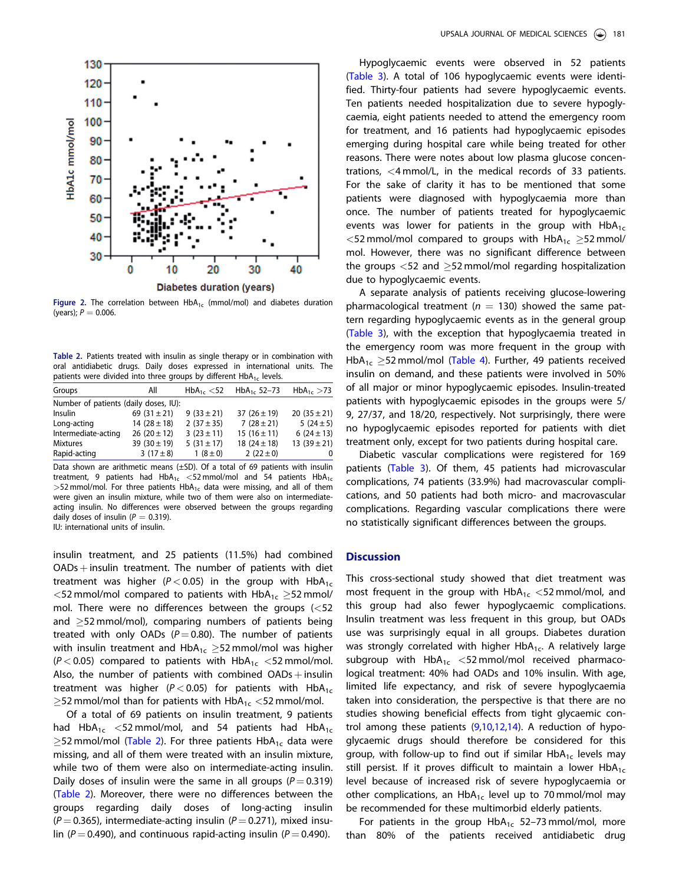Figure 2. The correlation between $HbA_{1c}$ (mmol/mol) and diabetes duration (years); $P = 0.006$.

Table 2. Patients treated with insulin as single therapy or in combination with oral antidiabetic drugs. Daily doses expressed in international units. The patients were divided into three groups by different $HbA_{1c}$ levels.

| Groups | All | $HbA_{1c}$ <52 | $HbA_{1c}$ 52–73 | $HbA_{1c}$ >73 |
|---|---|---|---|---|
| Number of patients (daily doses, IU): | | | | |
| Insulin | 69 (31 ± 21) | 9 (33 ± 21) | 37 (26 ± 19) | 20 (35 ± 21) |
| Long-acting | 14 (28 ± 18) | 2 (37 ± 35) | 7 (28 ± 21) | 5 (24 ± 5) |
| Intermediate-acting | 26 (20 ± 12) | 3 (23 ± 11) | 15 (16 ± 11) | 6 (24 ± 13) |
| Mixtures | 39 (30 ± 19) | 5 (31 ± 17) | 18 (24 ± 18) | 13 (39 ± 21) |
| Rapid-acting | 3 (17 ± 8) | 1 (8 ± 0) | 2 (22 ± 0) | 0 |

Data shown are arithmetic means (±SD). Of a total of 69 patients with insulin treatment, 9 patients had $HbA_{1c}$ <52 mmol/mol and 54 patients $HbA_{1c}$ >52 mmol/mol. For three patients $HbA_{1c}$ data were missing, and all of them were given an insulin mixture, while two of them were also on intermediate-acting insulin. No differences were observed between the groups regarding daily doses of insulin ($P = 0.319$).
IU: international units of insulin.

insulin treatment, and 25 patients (11.5%) had combined OADs + insulin treatment. The number of patients with diet treatment was higher ($P < 0.05$) in the group with $HbA_{1c}$ <52 mmol/mol compared to patients with $HbA_{1c}$ ≥52 mmol/mol. There were no differences between the groups (<52 and ≥52 mmol/mol), comparing numbers of patients being treated with only OADs ($P = 0.80$). The number of patients with insulin treatment and $HbA_{1c}$ ≥52 mmol/mol was higher ($P < 0.05$) compared to patients with $HbA_{1c}$ <52 mmol/mol. Also, the number of patients with combined OADs + insulin treatment was higher ($P < 0.05$) for patients with $HbA_{1c}$ ≥52 mmol/mol than for patients with $HbA_{1c}$ <52 mmol/mol.

Of a total of 69 patients on insulin treatment, 9 patients had $HbA_{1c}$ <52 mmol/mol, and 54 patients had $HbA_{1c}$ ≥52 mmol/mol (Table 2). For three patients $HbA_{1c}$ data were missing, and all of them were treated with an insulin mixture, while two of them were also on intermediate-acting insulin. Daily doses of insulin were the same in all groups ($P = 0.319$) (Table 2). Moreover, there were no differences between the groups regarding daily doses of long-acting insulin ($P = 0.365$), intermediate-acting insulin ($P = 0.271$), mixed insulin ($P = 0.490$), and continuous rapid-acting insulin ($P = 0.490$).

Hypoglycaemic events were observed in 52 patients (Table 3). A total of 106 hypoglycaemic events were identified. Thirty-four patients had severe hypoglycaemic events. Ten patients needed hospitalization due to severe hypoglycaemia, eight patients needed to attend the emergency room for treatment, and 16 patients had hypoglycaemic episodes emerging during hospital care while being treated for other reasons. There were notes about low plasma glucose concentrations, <4 mmol/L, in the medical records of 33 patients. For the sake of clarity it has to be mentioned that some patients were diagnosed with hypoglycaemia more than once. The number of patients treated for hypoglycaemic events was lower for patients in the group with $HbA_{1c}$ <52 mmol/mol compared to groups with $HbA_{1c}$ ≥52 mmol/mol. However, there was no significant difference between the groups <52 and ≥52 mmol/mol regarding hospitalization due to hypoglycaemic events.

A separate analysis of patients receiving glucose-lowering pharmacological treatment ($n = 130$) showed the same pattern regarding hypoglycaemic events as in the general group (Table 3), with the exception that hypoglycaemia treated in the emergency room was more frequent in the group with $HbA_{1c}$ ≥52 mmol/mol (Table 4). Further, 49 patients received insulin on demand, and these patients were involved in 50% of all major or minor hypoglycaemic episodes. Insulin-treated patients with hypoglycaemic episodes in the groups were 5/9, 27/37, and 18/20, respectively. Not surprisingly, there were no hypoglycaemic episodes reported for patients with diet treatment only, except for two patients during hospital care.

Diabetic vascular complications were registered for 169 patients (Table 3). Of them, 45 patients had microvascular complications, 74 patients (33.9%) had macrovascular complications, and 50 patients had both micro- and macrovascular complications. Regarding vascular complications there were no statistically significant differences between the groups.

## Discussion

This cross-sectional study showed that diet treatment was most frequent in the group with $HbA_{1c}$ <52 mmol/mol, and this group had also fewer hypoglycaemic complications. Insulin treatment was less frequent in this group, but OADs use was surprisingly equal in all groups. Diabetes duration was strongly correlated with higher $HbA_{1c}$. A relatively large subgroup with $HbA_{1c}$ <52 mmol/mol received pharmacological treatment: 40% had OADs and 10% insulin. With age, limited life expectancy, and risk of severe hypoglycaemia taken into consideration, the perspective is that there are no studies showing beneficial effects from tight glycaemic control among these patients (9,10,12,14). A reduction of hypoglycaemic drugs should therefore be considered for this group, with follow-up to find out if similar $HbA_{1c}$ levels may still persist. If it proves difficult to maintain a lower $HbA_{1c}$ level because of increased risk of severe hypoglycaemia or other complications, an $HbA_{1c}$ level up to 70 mmol/mol may be recommended for these multimorbid elderly patients.

For patients in the group $HbA_{1c}$ 52–73 mmol/mol, more than 80% of the patients received antidiabetic drug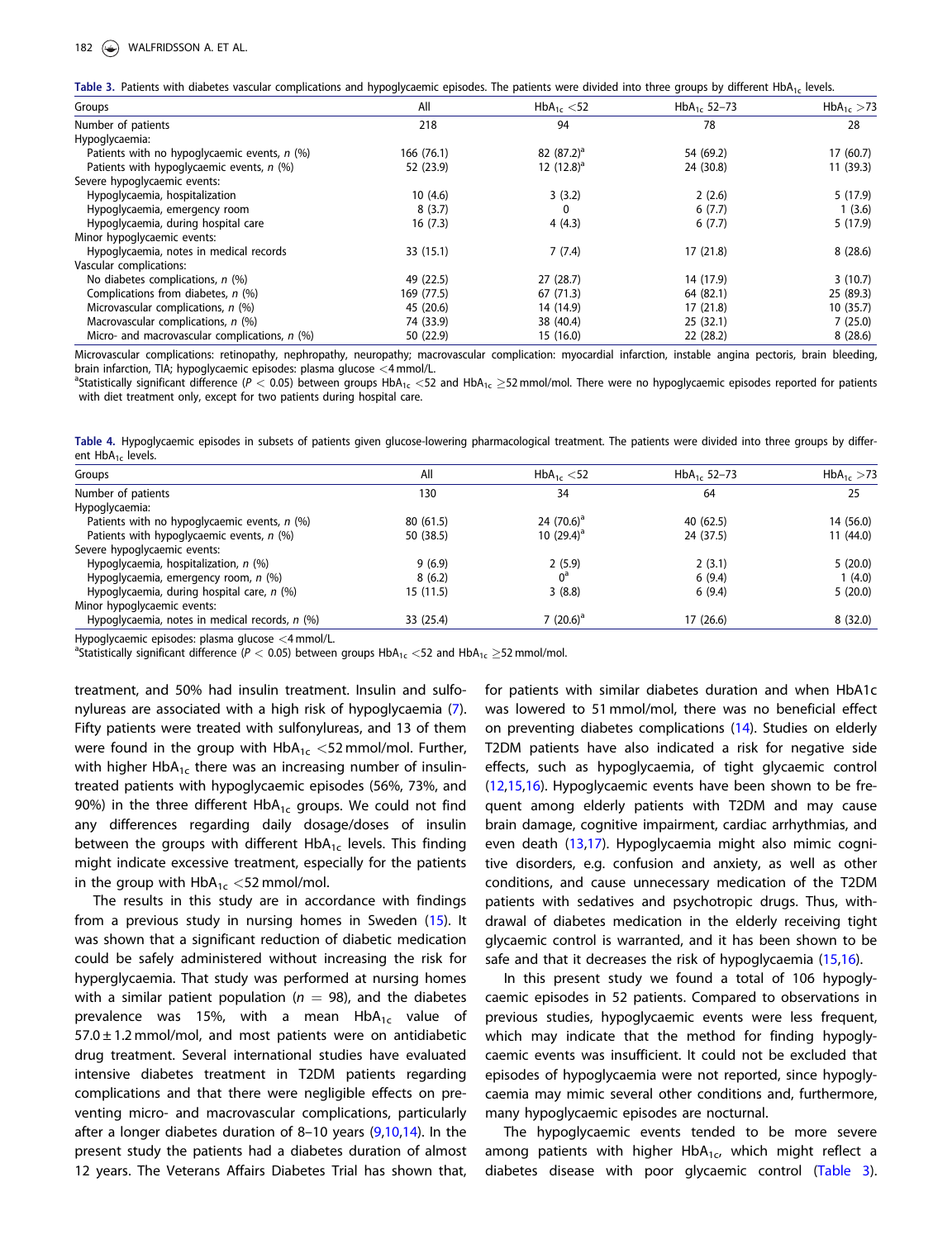**Table 3.** Patients with diabetes vascular complications and hypoglycaemic episodes. The patients were divided into three groups by different $HbA_{1c}$ levels.

| Groups | All | $HbA_{1c}$ <52 | $HbA_{1c}$ 52–73 | $HbA_{1c}$ >73 |
|---|---|---|---|---|
| Number of patients | 218 | 94 | 78 | 28 |
| Hypoglycaemia: | | | | |
| Patients with no hypoglycaemic events, *n* (%) | 166 (76.1) | 82 (87.2)[a] | 54 (69.2) | 17 (60.7) |
| Patients with hypoglycaemic events, *n* (%) | 52 (23.9) | 12 (12.8)[a] | 24 (30.8) | 11 (39.3) |
| Severe hypoglycaemic events: | | | | |
| Hypoglycaemia, hospitalization | 10 (4.6) | 3 (3.2) | 2 (2.6) | 5 (17.9) |
| Hypoglycaemia, emergency room | 8 (3.7) | 0 | 6 (7.7) | 1 (3.6) |
| Hypoglycaemia, during hospital care | 16 (7.3) | 4 (4.3) | 6 (7.7) | 5 (17.9) |
| Minor hypoglycaemic events: | | | | |
| Hypoglycaemia, notes in medical records | 33 (15.1) | 7 (7.4) | 17 (21.8) | 8 (28.6) |
| Vascular complications: | | | | |
| No diabetes complications, *n* (%) | 49 (22.5) | 27 (28.7) | 14 (17.9) | 3 (10.7) |
| Complications from diabetes, *n* (%) | 169 (77.5) | 67 (71.3) | 64 (82.1) | 25 (89.3) |
| Microvascular complications, *n* (%) | 45 (20.6) | 14 (14.9) | 17 (21.8) | 10 (35.7) |
| Macrovascular complications, *n* (%) | 74 (33.9) | 38 (40.4) | 25 (32.1) | 7 (25.0) |
| Micro- and macrovascular complications, *n* (%) | 50 (22.9) | 15 (16.0) | 22 (28.2) | 8 (28.6) |

Microvascular complications: retinopathy, nephropathy, neuropathy; macrovascular complication: myocardial infarction, instable angina pectoris, brain bleeding, brain infarction, TIA; hypoglycaemic episodes: plasma glucose <4 mmol/L.

[a]Statistically significant difference ($P < 0.05$) between groups $HbA_{1c}$ <52 and $HbA_{1c}$ ≥52 mmol/mol. There were no hypoglycaemic episodes reported for patients with diet treatment only, except for two patients during hospital care.

**Table 4.** Hypoglycaemic episodes in subsets of patients given glucose-lowering pharmacological treatment. The patients were divided into three groups by different $HbA_{1c}$ levels.

| Groups | All | $HbA_{1c}$ <52 | $HbA_{1c}$ 52–73 | $HbA_{1c}$ >73 |
|---|---|---|---|---|
| Number of patients | 130 | 34 | 64 | 25 |
| Hypoglycaemia: | | | | |
| Patients with no hypoglycaemic events, *n* (%) | 80 (61.5) | 24 (70.6)[a] | 40 (62.5) | 14 (56.0) |
| Patients with hypoglycaemic events, *n* (%) | 50 (38.5) | 10 (29.4)[a] | 24 (37.5) | 11 (44.0) |
| Severe hypoglycaemic events: | | | | |
| Hypoglycaemia, hospitalization, *n* (%) | 9 (6.9) | 2 (5.9) | 2 (3.1) | 5 (20.0) |
| Hypoglycaemia, emergency room, *n* (%) | 8 (6.2) | 0[a] | 6 (9.4) | 1 (4.0) |
| Hypoglycaemia, during hospital care, *n* (%) | 15 (11.5) | 3 (8.8) | 6 (9.4) | 5 (20.0) |
| Minor hypoglycaemic events: | | | | |
| Hypoglycaemia, notes in medical records, *n* (%) | 33 (25.4) | 7 (20.6)[a] | 17 (26.6) | 8 (32.0) |

Hypoglycaemic episodes: plasma glucose <4 mmol/L.

[a]Statistically significant difference ($P < 0.05$) between groups $HbA_{1c}$ <52 and $HbA_{1c}$ ≥52 mmol/mol.

treatment, and 50% had insulin treatment. Insulin and sulfonylureas are associated with a high risk of hypoglycaemia (7). Fifty patients were treated with sulfonylureas, and 13 of them were found in the group with $HbA_{1c}$ <52 mmol/mol. Further, with higher $HbA_{1c}$ there was an increasing number of insulin-treated patients with hypoglycaemic episodes (56%, 73%, and 90%) in the three different $HbA_{1c}$ groups. We could not find any differences regarding daily dosage/doses of insulin between the groups with different $HbA_{1c}$ levels. This finding might indicate excessive treatment, especially for the patients in the group with $HbA_{1c}$ <52 mmol/mol.

The results in this study are in accordance with findings from a previous study in nursing homes in Sweden (15). It was shown that a significant reduction of diabetic medication could be safely administered without increasing the risk for hyperglycaemia. That study was performed at nursing homes with a similar patient population ($n = 98$), and the diabetes prevalence was 15%, with a mean $HbA_{1c}$ value of $57.0 \pm 1.2$ mmol/mol, and most patients were on antidiabetic drug treatment. Several international studies have evaluated intensive diabetes treatment in T2DM patients regarding complications and that there were negligible effects on preventing micro- and macrovascular complications, particularly after a longer diabetes duration of 8–10 years (9,10,14). In the present study the patients had a diabetes duration of almost 12 years. The Veterans Affairs Diabetes Trial has shown that, for patients with similar diabetes duration and when HbA1c was lowered to 51 mmol/mol, there was no beneficial effect on preventing diabetes complications (14). Studies on elderly T2DM patients have also indicated a risk for negative side effects, such as hypoglycaemia, of tight glycaemic control (12,15,16). Hypoglycaemic events have been shown to be frequent among elderly patients with T2DM and may cause brain damage, cognitive impairment, cardiac arrhythmias, and even death (13,17). Hypoglycaemia might also mimic cognitive disorders, e.g. confusion and anxiety, as well as other conditions, and cause unnecessary medication of the T2DM patients with sedatives and psychotropic drugs. Thus, withdrawal of diabetes medication in the elderly receiving tight glycaemic control is warranted, and it has been shown to be safe and that it decreases the risk of hypoglycaemia (15,16).

In this present study we found a total of 106 hypoglycaemic episodes in 52 patients. Compared to observations in previous studies, hypoglycaemic events were less frequent, which may indicate that the method for finding hypoglycaemic events was insufficient. It could not be excluded that episodes of hypoglycaemia were not reported, since hypoglycaemia may mimic several other conditions and, furthermore, many hypoglycaemic episodes are nocturnal.

The hypoglycaemic events tended to be more severe among patients with higher $HbA_{1c}$, which might reflect a diabetes disease with poor glycaemic control (Table 3).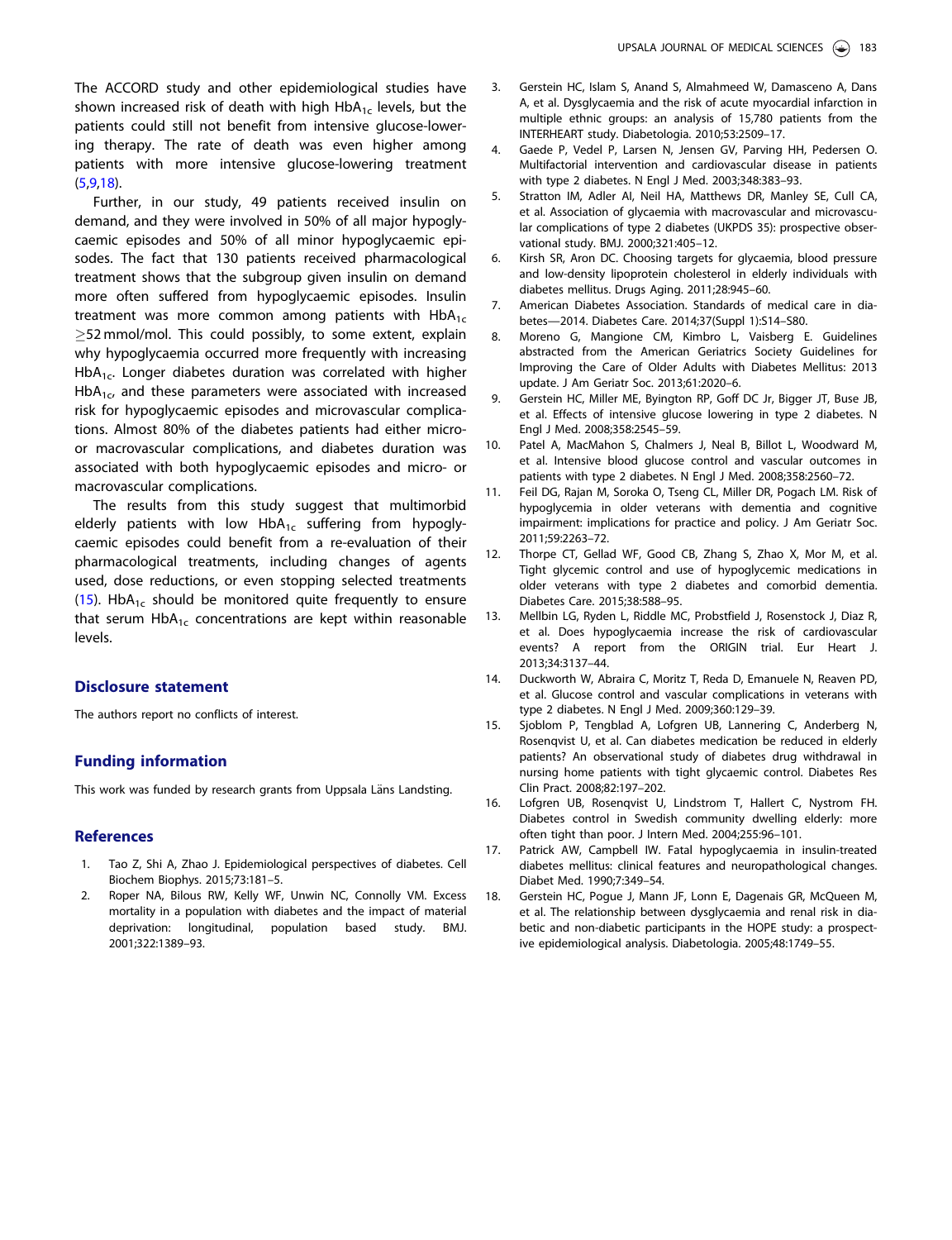The ACCORD study and other epidemiological studies have shown increased risk of death with high $HbA_{1c}$ levels, but the patients could still not benefit from intensive glucose-lowering therapy. The rate of death was even higher among patients with more intensive glucose-lowering treatment (5,9,18).

Further, in our study, 49 patients received insulin on demand, and they were involved in 50% of all major hypoglycaemic episodes and 50% of all minor hypoglycaemic episodes. The fact that 130 patients received pharmacological treatment shows that the subgroup given insulin on demand more often suffered from hypoglycaemic episodes. Insulin treatment was more common among patients with $HbA_{1c}$ $\geq$52 mmol/mol. This could possibly, to some extent, explain why hypoglycaemia occurred more frequently with increasing $HbA_{1c}$. Longer diabetes duration was correlated with higher $HbA_{1c}$, and these parameters were associated with increased risk for hypoglycaemic episodes and microvascular complications. Almost 80% of the diabetes patients had either micro- or macrovascular complications, and diabetes duration was associated with both hypoglycaemic episodes and micro- or macrovascular complications.

The results from this study suggest that multimorbid elderly patients with low $HbA_{1c}$ suffering from hypoglycaemic episodes could benefit from a re-evaluation of their pharmacological treatments, including changes of agents used, dose reductions, or even stopping selected treatments (15). $HbA_{1c}$ should be monitored quite frequently to ensure that serum $HbA_{1c}$ concentrations are kept within reasonable levels.

## Disclosure statement

The authors report no conflicts of interest.

## Funding information

This work was funded by research grants from Uppsala Läns Landsting.

## References

1. Tao Z, Shi A, Zhao J. Epidemiological perspectives of diabetes. Cell Biochem Biophys. 2015;73:181–5.
2. Roper NA, Bilous RW, Kelly WF, Unwin NC, Connolly VM. Excess mortality in a population with diabetes and the impact of material deprivation: longitudinal, population based study. BMJ. 2001;322:1389–93.
3. Gerstein HC, Islam S, Anand S, Almahmeed W, Damasceno A, Dans A, et al. Dysglycaemia and the risk of acute myocardial infarction in multiple ethnic groups: an analysis of 15,780 patients from the INTERHEART study. Diabetologia. 2010;53:2509–17.
4. Gaede P, Vedel P, Larsen N, Jensen GV, Parving HH, Pedersen O. Multifactorial intervention and cardiovascular disease in patients with type 2 diabetes. N Engl J Med. 2003;348:383–93.
5. Stratton IM, Adler AI, Neil HA, Matthews DR, Manley SE, Cull CA, et al. Association of glycaemia with macrovascular and microvascular complications of type 2 diabetes (UKPDS 35): prospective observational study. BMJ. 2000;321:405–12.
6. Kirsh SR, Aron DC. Choosing targets for glycaemia, blood pressure and low-density lipoprotein cholesterol in elderly individuals with diabetes mellitus. Drugs Aging. 2011;28:945–60.
7. American Diabetes Association. Standards of medical care in diabetes—2014. Diabetes Care. 2014;37(Suppl 1):S14–S80.
8. Moreno G, Mangione CM, Kimbro L, Vaisberg E. Guidelines abstracted from the American Geriatrics Society Guidelines for Improving the Care of Older Adults with Diabetes Mellitus: 2013 update. J Am Geriatr Soc. 2013;61:2020–6.
9. Gerstein HC, Miller ME, Byington RP, Goff DC Jr, Bigger JT, Buse JB, et al. Effects of intensive glucose lowering in type 2 diabetes. N Engl J Med. 2008;358:2545–59.
10. Patel A, MacMahon S, Chalmers J, Neal B, Billot L, Woodward M, et al. Intensive blood glucose control and vascular outcomes in patients with type 2 diabetes. N Engl J Med. 2008;358:2560–72.
11. Feil DG, Rajan M, Soroka O, Tseng CL, Miller DR, Pogach LM. Risk of hypoglycemia in older veterans with dementia and cognitive impairment: implications for practice and policy. J Am Geriatr Soc. 2011;59:2263–72.
12. Thorpe CT, Gellad WF, Good CB, Zhang S, Zhao X, Mor M, et al. Tight glycemic control and use of hypoglycemic medications in older veterans with type 2 diabetes and comorbid dementia. Diabetes Care. 2015;38:588–95.
13. Mellbin LG, Ryden L, Riddle MC, Probstfield J, Rosenstock J, Diaz R, et al. Does hypoglycaemia increase the risk of cardiovascular events? A report from the ORIGIN trial. Eur Heart J. 2013;34:3137–44.
14. Duckworth W, Abraira C, Moritz T, Reda D, Emanuele N, Reaven PD, et al. Glucose control and vascular complications in veterans with type 2 diabetes. N Engl J Med. 2009;360:129–39.
15. Sjoblom P, Tengblad A, Lofgren UB, Lannering C, Anderberg N, Rosenqvist U, et al. Can diabetes medication be reduced in elderly patients? An observational study of diabetes drug withdrawal in nursing home patients with tight glycaemic control. Diabetes Res Clin Pract. 2008;82:197–202.
16. Lofgren UB, Rosenqvist U, Lindstrom T, Hallert C, Nystrom FH. Diabetes control in Swedish community dwelling elderly: more often tight than poor. J Intern Med. 2004;255:96–101.
17. Patrick AW, Campbell IW. Fatal hypoglycaemia in insulin-treated diabetes mellitus: clinical features and neuropathological changes. Diabet Med. 1990;7:349–54.
18. Gerstein HC, Pogue J, Mann JF, Lonn E, Dagenais GR, McQueen M, et al. The relationship between dysglycaemia and renal risk in diabetic and non-diabetic participants in the HOPE study: a prospective epidemiological analysis. Diabetologia. 2005;48:1749–55.